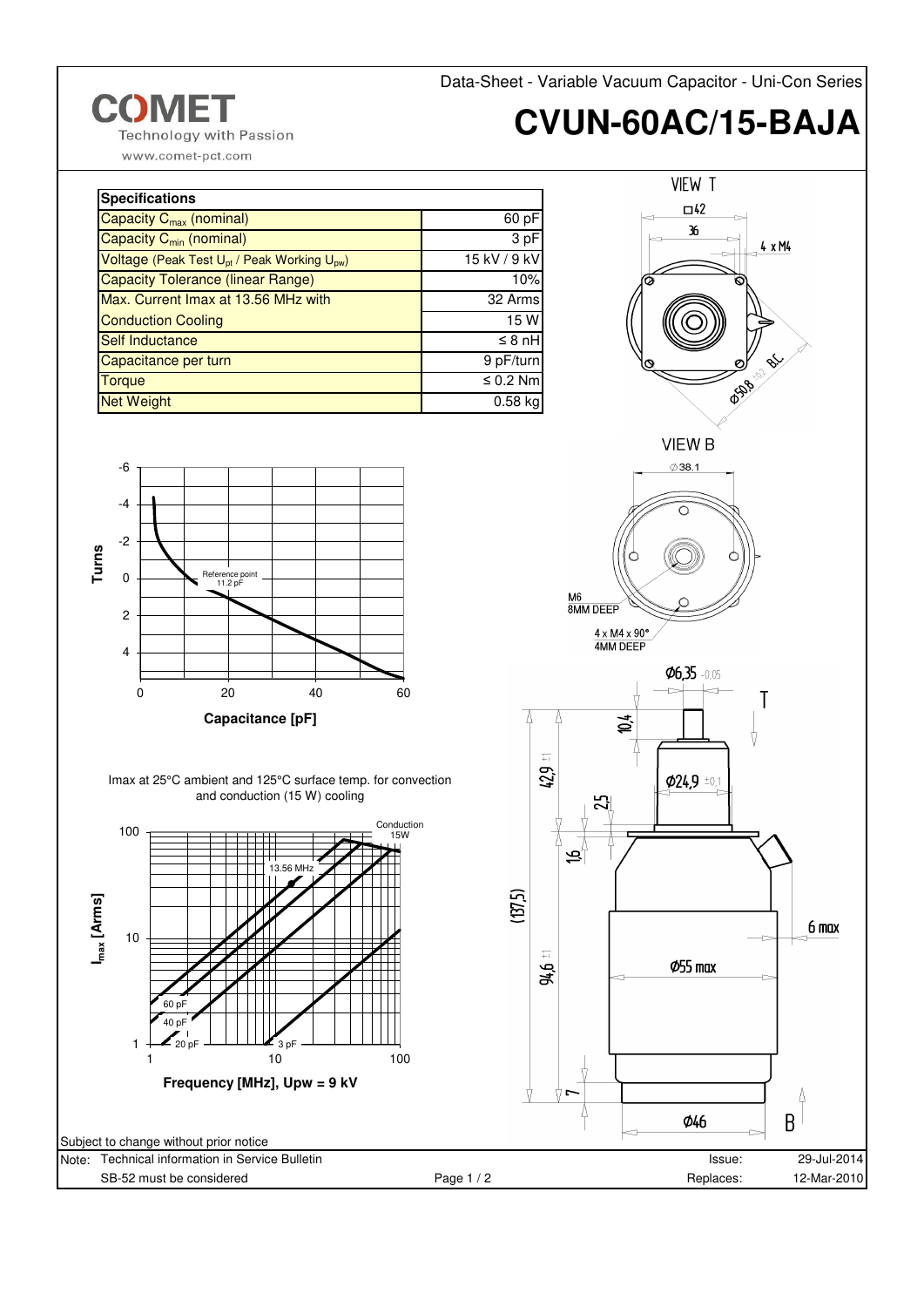Data-Sheet - Variable Vacuum Capacitor - Uni-Con Series

# CVUN-60AC/15-BAJA

COMET Technology with Passion
www.comet-pct.com

| Specifications | |
|---|---|
| Capacity $C_{max}$ (nominal) | 60 pF |
| Capacity $C_{min}$ (nominal) | 3 pF |
| Voltage (Peak Test $U_{pt}$ / Peak Working $U_{pw}$) | 15 kV / 9 kV |
| Capacity Tolerance (linear Range) | 10% |
| Max. Current Imax at 13.56 MHz with | 32 Arms |
| Conduction Cooling | 15 W |
| Self Inductance | ≤ 8 nH |
| Capacitance per turn | 9 pF/turn |
| Torque | ≤ 0.2 Nm |
| Net Weight | 0.58 kg |

Turns vs. Capacitance [pF] (Reference point 11.2 pF)

Imax at 25°C ambient and 125°C surface temp. for convection and conduction (15 W) cooling

$I_{max}$ [Arms] vs. Frequency [MHz], Upw = 9 kV (curves: 60 pF, 40 pF, 20 pF, 3 pF; 13.56 MHz; Conduction 15W)

VIEW T: □42; 36; 4 x M4; Ø50,8 ±0,2 B.C.

VIEW B: Ø38.1; M6 8MM DEEP; 4 x M4 x 90° 4MM DEEP

Dimensions: Ø6,35 -0,05; 10,4; 42,9 ±1; Ø24,9 ±0,1; 2,5; 1,6; (137,5); 94,6 ±1; Ø55 max; 6 max; 7; Ø46

Subject to change without prior notice

Note: Technical information in Service Bulletin SB-52 must be considered

Issue: 29-Jul-2014
Replaces: 12-Mar-2010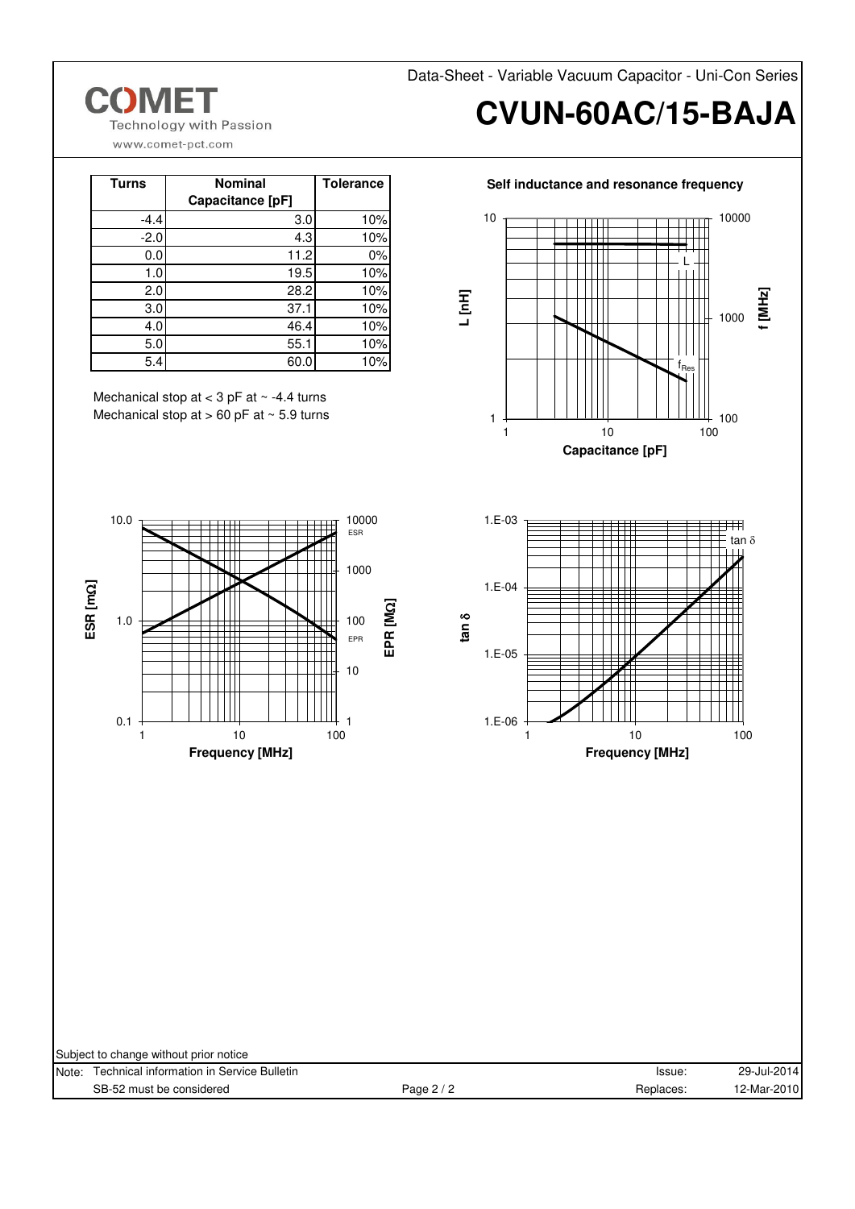# CVUN-60AC/15-BAJA

Data-Sheet - Variable Vacuum Capacitor - Uni-Con Series

| Turns | Nominal Capacitance [pF] | Tolerance |
|---|---|---|
| -4.4 | 3.0 | 10% |
| -2.0 | 4.3 | 10% |
| 0.0 | 11.2 | 0% |
| 1.0 | 19.5 | 10% |
| 2.0 | 28.2 | 10% |
| 3.0 | 37.1 | 10% |
| 4.0 | 46.4 | 10% |
| 5.0 | 55.1 | 10% |
| 5.4 | 60.0 | 10% |

Mechanical stop at < 3 pF at ~ -4.4 turns
Mechanical stop at > 60 pF at ~ 5.9 turns

**Self inductance and resonance frequency**

L [nH]
10
1
f [MHz]
10000
1000
100
L
$f_{Res}$
1
10
100
Capacitance [pF]

ESR [mΩ]
10.0
1.0
0.1
EPR [MΩ]
10000
1000
100
10
1
ESR
EPR
1
10
100
Frequency [MHz]

tan δ
1.E-03
1.E-04
1.E-05
1.E-06
tan δ
1
10
100
Frequency [MHz]

Subject to change without prior notice

Note: Technical information in Service Bulletin SB-52 must be considered

Issue: 29-Jul-2014
Replaces: 12-Mar-2010